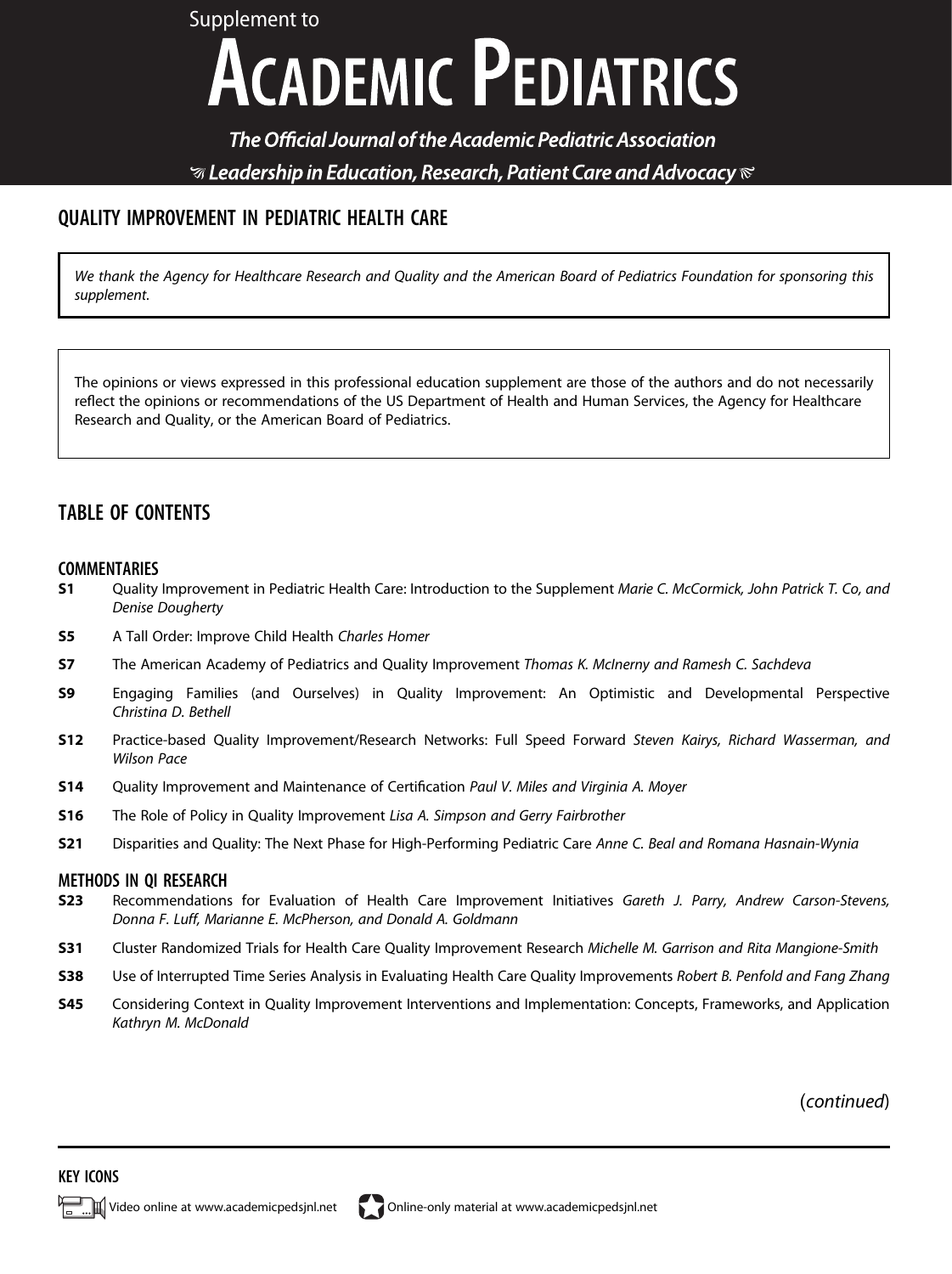Supplement to

# ACADEMIC PEDIATRICS

*The Official Journal of the Academic Pediatric Association*

*Leadership in Education, Research, Patient Care and Advocacy*

## QUALITY IMPROVEMENT IN PEDIATRIC HEALTH CARE

*We thank the Agency for Healthcare Research and Quality and the American Board of Pediatrics Foundation for sponsoring this supplement.*

The opinions or views expressed in this professional education supplement are those of the authors and do not necessarily reflect the opinions or recommendations of the US Department of Health and Human Services, the Agency for Healthcare Research and Quality, or the American Board of Pediatrics.

## TABLE OF CONTENTS

### COMMENTARIES

**S1** Quality Improvement in Pediatric Health Care: Introduction to the Supplement *Marie C. McCormick, John Patrick T. Co, and Denise Dougherty*

**S5** A Tall Order: Improve Child Health *Charles Homer*

**S7** The American Academy of Pediatrics and Quality Improvement *Thomas K. McInerny and Ramesh C. Sachdeva*

**S9** Engaging Families (and Ourselves) in Quality Improvement: An Optimistic and Developmental Perspective *Christina D. Bethell*

**S12** Practice-based Quality Improvement/Research Networks: Full Speed Forward *Steven Kairys, Richard Wasserman, and Wilson Pace*

**S14** Quality Improvement and Maintenance of Certification *Paul V. Miles and Virginia A. Moyer*

**S16** The Role of Policy in Quality Improvement *Lisa A. Simpson and Gerry Fairbrother*

**S21** Disparities and Quality: The Next Phase for High-Performing Pediatric Care *Anne C. Beal and Romana Hasnain-Wynia*

### METHODS IN QI RESEARCH

**S23** Recommendations for Evaluation of Health Care Improvement Initiatives *Gareth J. Parry, Andrew Carson-Stevens, Donna F. Luff, Marianne E. McPherson, and Donald A. Goldmann*

**S31** Cluster Randomized Trials for Health Care Quality Improvement Research *Michelle M. Garrison and Rita Mangione-Smith*

**S38** Use of Interrupted Time Series Analysis in Evaluating Health Care Quality Improvements *Robert B. Penfold and Fang Zhang*

**S45** Considering Context in Quality Improvement Interventions and Implementation: Concepts, Frameworks, and Application *Kathryn M. McDonald*

(*continued*)

**KEY ICONS**

Video online at www.academicpedsjnl.net

Online-only material at www.academicpedsjnl.net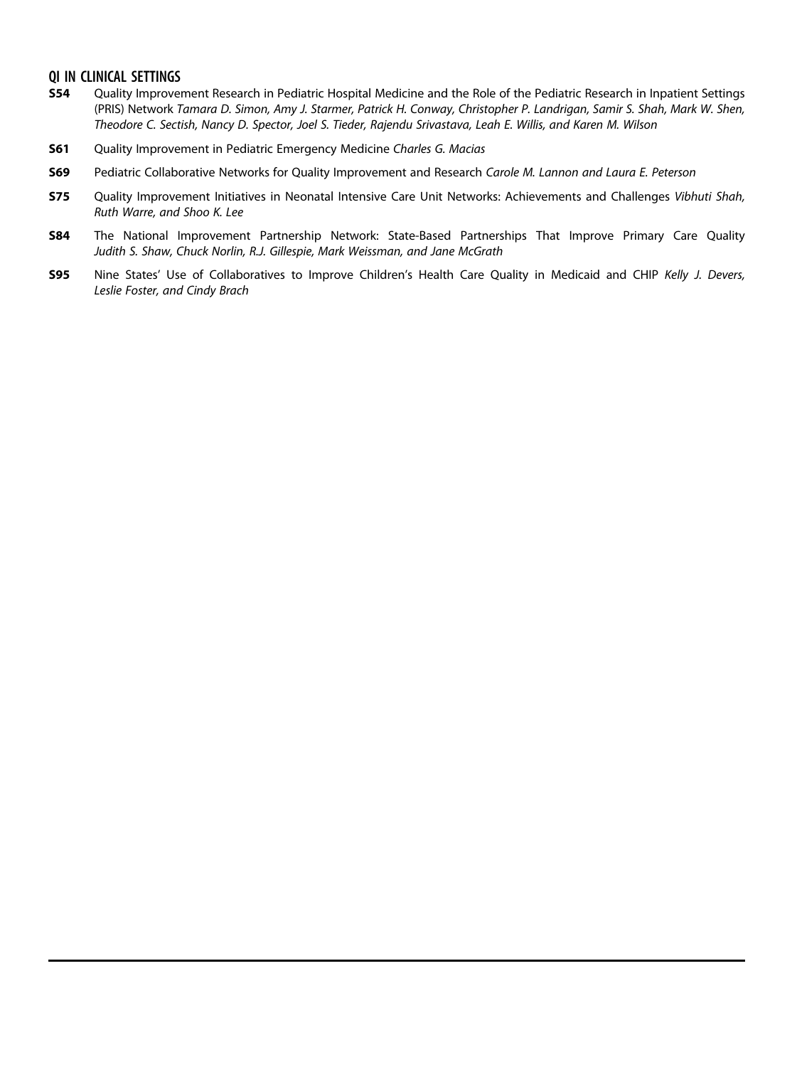## QI IN CLINICAL SETTINGS

**S54** Quality Improvement Research in Pediatric Hospital Medicine and the Role of the Pediatric Research in Inpatient Settings (PRIS) Network *Tamara D. Simon, Amy J. Starmer, Patrick H. Conway, Christopher P. Landrigan, Samir S. Shah, Mark W. Shen, Theodore C. Sectish, Nancy D. Spector, Joel S. Tieder, Rajendu Srivastava, Leah E. Willis, and Karen M. Wilson*

**S61** Quality Improvement in Pediatric Emergency Medicine *Charles G. Macias*

**S69** Pediatric Collaborative Networks for Quality Improvement and Research *Carole M. Lannon and Laura E. Peterson*

**S75** Quality Improvement Initiatives in Neonatal Intensive Care Unit Networks: Achievements and Challenges *Vibhuti Shah, Ruth Warre, and Shoo K. Lee*

**S84** The National Improvement Partnership Network: State-Based Partnerships That Improve Primary Care Quality *Judith S. Shaw, Chuck Norlin, R.J. Gillespie, Mark Weissman, and Jane McGrath*

**S95** Nine States' Use of Collaboratives to Improve Children's Health Care Quality in Medicaid and CHIP *Kelly J. Devers, Leslie Foster, and Cindy Brach*